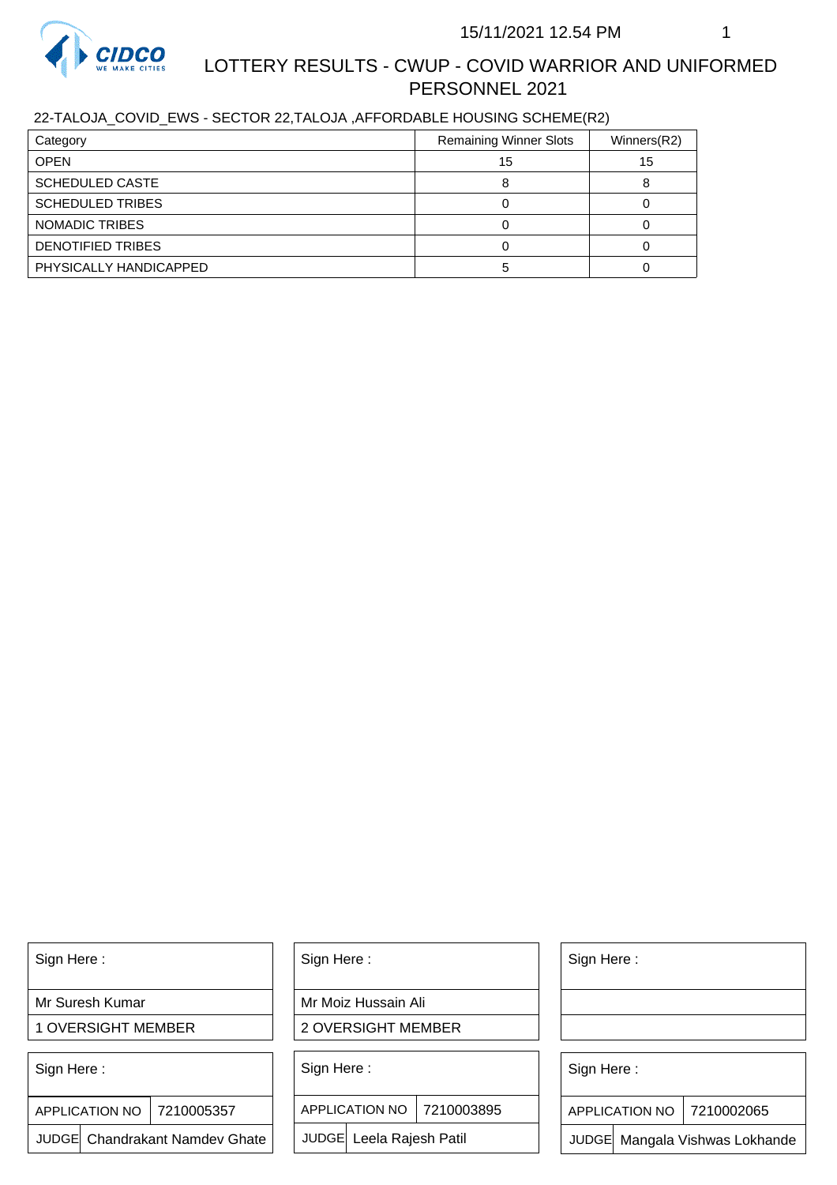# LOTTERY RESULTS - CWUP - COVID WARRIOR AND UNIFORMED PERSONNEL 2021

22-TALOJA_COVID_EWS - SECTOR 22,TALOJA ,AFFORDABLE HOUSING SCHEME(R2)

| Category | Remaining Winner Slots | Winners(R2) |
|---|---|---|
| OPEN | 15 | 15 |
| SCHEDULED CASTE | 8 | 8 |
| SCHEDULED TRIBES | 0 | 0 |
| NOMADIC TRIBES | 0 | 0 |
| DENOTIFIED TRIBES | 0 | 0 |
| PHYSICALLY HANDICAPPED | 5 | 0 |

| Sign Here : |
|---|
| Mr Suresh Kumar |
| 1 OVERSIGHT MEMBER |

| Sign Here : |
|---|
| Mr Moiz Hussain Ali |
| 2 OVERSIGHT MEMBER |

| Sign Here : |
|---|
| |
| |

| Sign Here : | |
|---|---|
| APPLICATION NO | 7210005357 |
| JUDGE | Chandrakant Namdev Ghate |

| Sign Here : | |
|---|---|
| APPLICATION NO | 7210003895 |
| JUDGE | Leela Rajesh Patil |

| Sign Here : | |
|---|---|
| APPLICATION NO | 7210002065 |
| JUDGE | Mangala Vishwas Lokhande |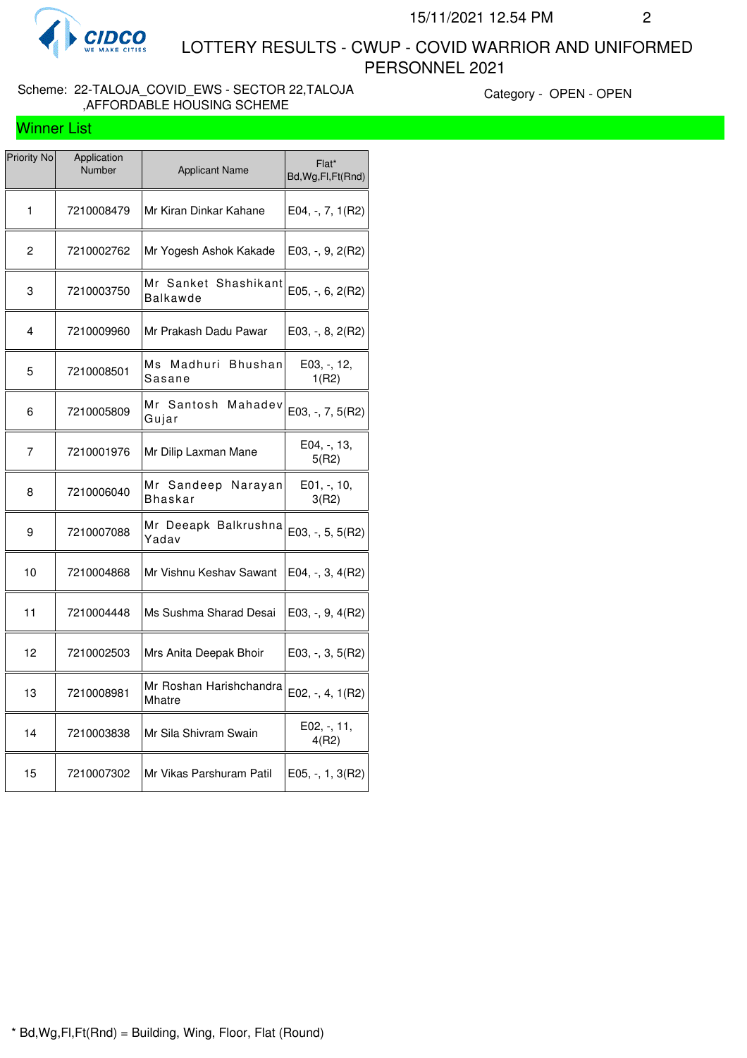15/11/2021 12.54 PM

# LOTTERY RESULTS - CWUP - COVID WARRIOR AND UNIFORMED PERSONNEL 2021

Scheme: 22-TALOJA_COVID_EWS - SECTOR 22,TALOJA ,AFFORDABLE HOUSING SCHEME

Category - OPEN - OPEN

## Winner List

| Priority No | Application Number | Applicant Name | Flat* Bd,Wg,Fl,Ft(Rnd) |
|---|---|---|---|
| 1 | 7210008479 | Mr Kiran Dinkar Kahane | E04, -, 7, 1(R2) |
| 2 | 7210002762 | Mr Yogesh Ashok Kakade | E03, -, 9, 2(R2) |
| 3 | 7210003750 | Mr Sanket Shashikant Balkawde | E05, -, 6, 2(R2) |
| 4 | 7210009960 | Mr Prakash Dadu Pawar | E03, -, 8, 2(R2) |
| 5 | 7210008501 | Ms Madhuri Bhushan Sasane | E03, -, 12, 1(R2) |
| 6 | 7210005809 | Mr Santosh Mahadev Gujar | E03, -, 7, 5(R2) |
| 7 | 7210001976 | Mr Dilip Laxman Mane | E04, -, 13, 5(R2) |
| 8 | 7210006040 | Mr Sandeep Narayan Bhaskar | E01, -, 10, 3(R2) |
| 9 | 7210007088 | Mr Deeapk Balkrushna Yadav | E03, -, 5, 5(R2) |
| 10 | 7210004868 | Mr Vishnu Keshav Sawant | E04, -, 3, 4(R2) |
| 11 | 7210004448 | Ms Sushma Sharad Desai | E03, -, 9, 4(R2) |
| 12 | 7210002503 | Mrs Anita Deepak Bhoir | E03, -, 3, 5(R2) |
| 13 | 7210008981 | Mr Roshan Harishchandra Mhatre | E02, -, 4, 1(R2) |
| 14 | 7210003838 | Mr Sila Shivram Swain | E02, -, 11, 4(R2) |
| 15 | 7210007302 | Mr Vikas Parshuram Patil | E05, -, 1, 3(R2) |

* Bd,Wg,Fl,Ft(Rnd) = Building, Wing, Floor, Flat (Round)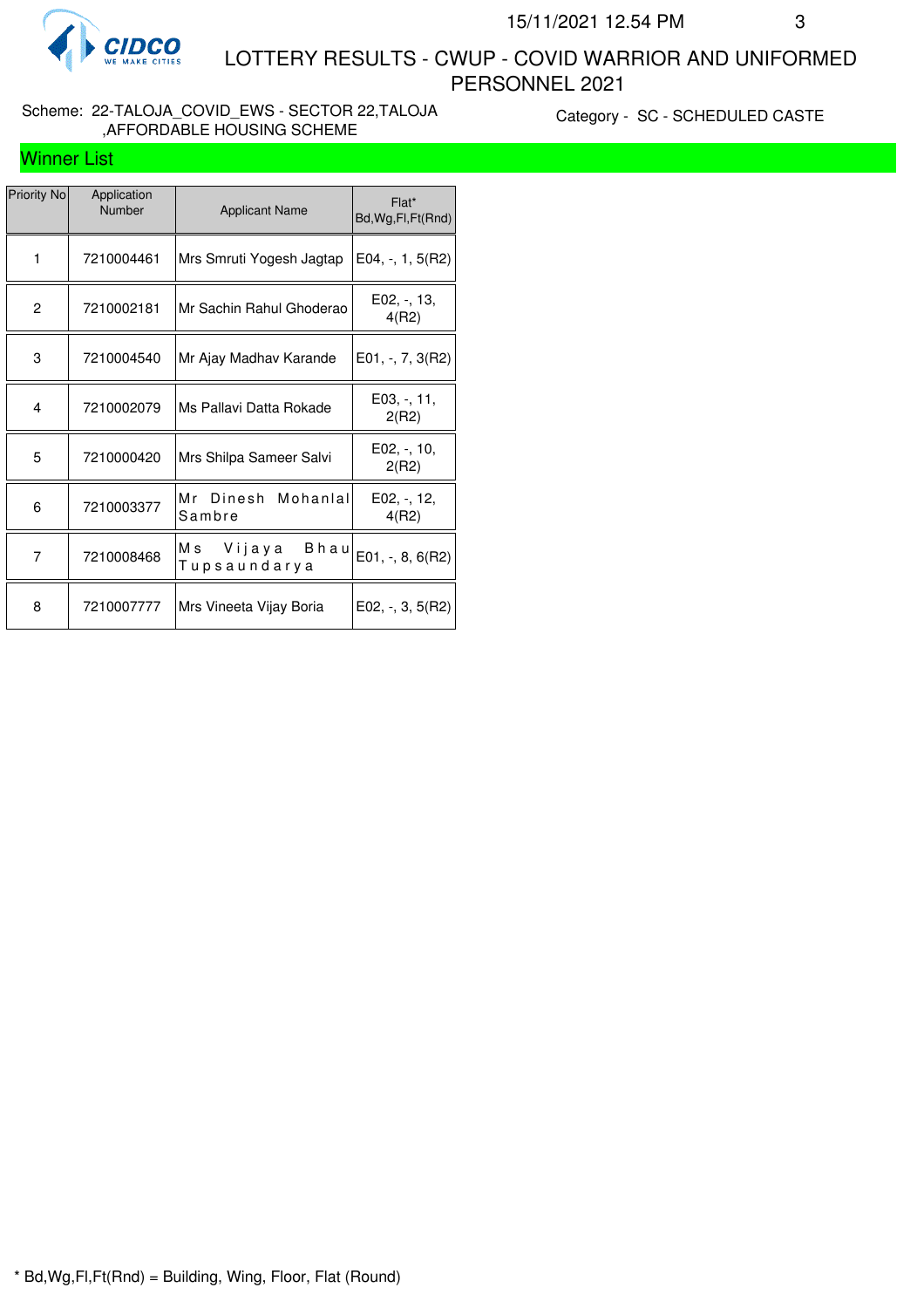# LOTTERY RESULTS - CWUP - COVID WARRIOR AND UNIFORMED PERSONNEL 2021

Scheme: 22-TALOJA_COVID_EWS - SECTOR 22,TALOJA ,AFFORDABLE HOUSING SCHEME

Category - SC - SCHEDULED CASTE

## Winner List

| Priority No | Application Number | Applicant Name | Flat* Bd,Wg,Fl,Ft(Rnd) |
|---|---|---|---|
| 1 | 7210004461 | Mrs Smruti Yogesh Jagtap | E04, -, 1, 5(R2) |
| 2 | 7210002181 | Mr Sachin Rahul Ghoderao | E02, -, 13, 4(R2) |
| 3 | 7210004540 | Mr Ajay Madhav Karande | E01, -, 7, 3(R2) |
| 4 | 7210002079 | Ms Pallavi Datta Rokade | E03, -, 11, 2(R2) |
| 5 | 7210000420 | Mrs Shilpa Sameer Salvi | E02, -, 10, 2(R2) |
| 6 | 7210003377 | Mr Dinesh Mohanlal Sambre | E02, -, 12, 4(R2) |
| 7 | 7210008468 | Ms Vijaya Bhau Tupsaundarya | E01, -, 8, 6(R2) |
| 8 | 7210007777 | Mrs Vineeta Vijay Boria | E02, -, 3, 5(R2) |

* Bd,Wg,Fl,Ft(Rnd) = Building, Wing, Floor, Flat (Round)